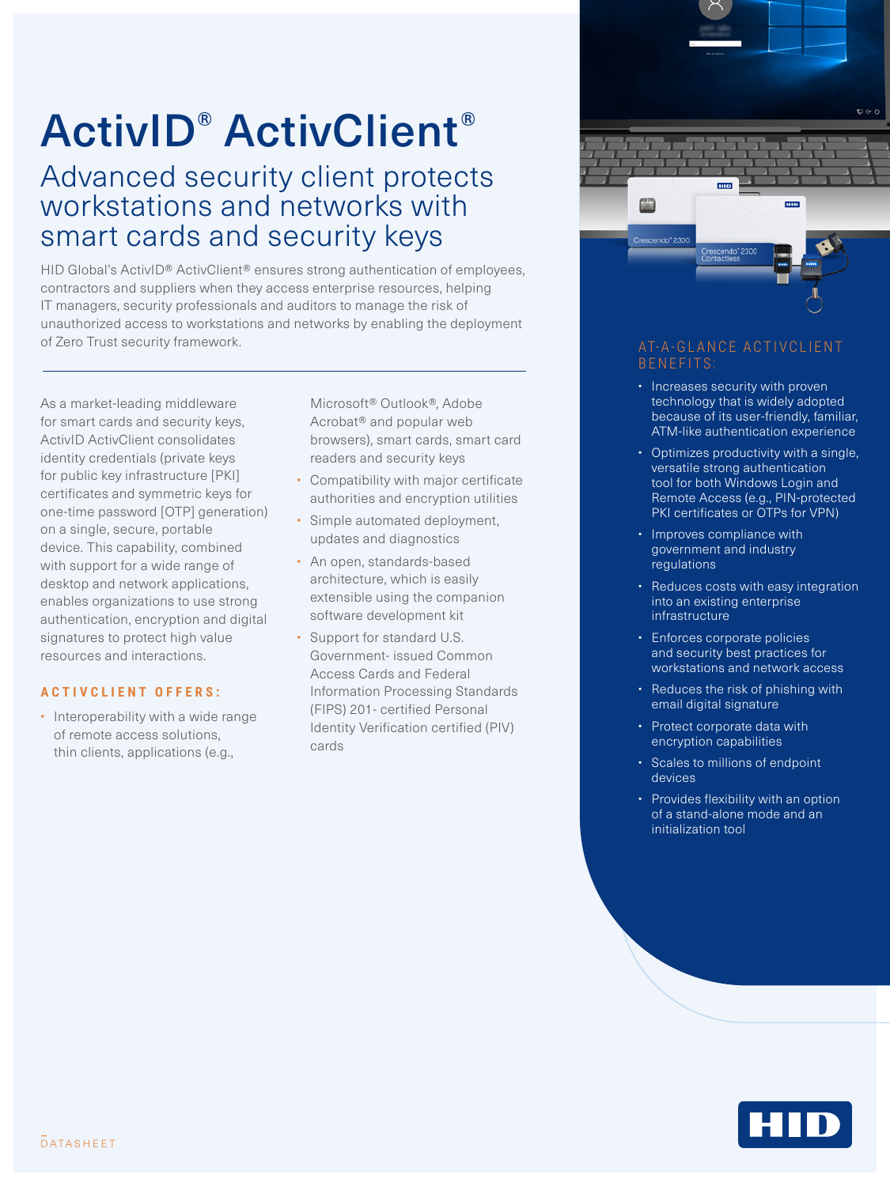# ActivID® ActivClient®

## Advanced security client protects workstations and networks with smart cards and security keys

HID Global's ActivID® ActivClient® ensures strong authentication of employees, contractors and suppliers when they access enterprise resources, helping IT managers, security professionals and auditors to manage the risk of unauthorized access to workstations and networks by enabling the deployment of Zero Trust security framework.

---

As a market-leading middleware for smart cards and security keys, ActivID ActivClient consolidates identity credentials (private keys for public key infrastructure [PKI] certificates and symmetric keys for one-time password [OTP] generation) on a single, secure, portable device. This capability, combined with support for a wide range of desktop and network applications, enables organizations to use strong authentication, encryption and digital signatures to protect high value resources and interactions.

### ACTIVCLIENT OFFERS:

- Interoperability with a wide range of remote access solutions, thin clients, applications (e.g., Microsoft® Outlook®, Adobe Acrobat® and popular web browsers), smart cards, smart card readers and security keys
- Compatibility with major certificate authorities and encryption utilities
- Simple automated deployment, updates and diagnostics
- An open, standards-based architecture, which is easily extensible using the companion software development kit
- Support for standard U.S. Government- issued Common Access Cards and Federal Information Processing Standards (FIPS) 201- certified Personal Identity Verification certified (PIV) cards

### AT-A-GLANCE ACTIVCLIENT BENEFITS:

- Increases security with proven technology that is widely adopted because of its user-friendly, familiar, ATM-like authentication experience
- Optimizes productivity with a single, versatile strong authentication tool for both Windows Login and Remote Access (e.g., PIN-protected PKI certificates or OTPs for VPN)
- Improves compliance with government and industry regulations
- Reduces costs with easy integration into an existing enterprise infrastructure
- Enforces corporate policies and security best practices for workstations and network access
- Reduces the risk of phishing with email digital signature
- Protect corporate data with encryption capabilities
- Scales to millions of endpoint devices
- Provides flexibility with an option of a stand-alone mode and an initialization tool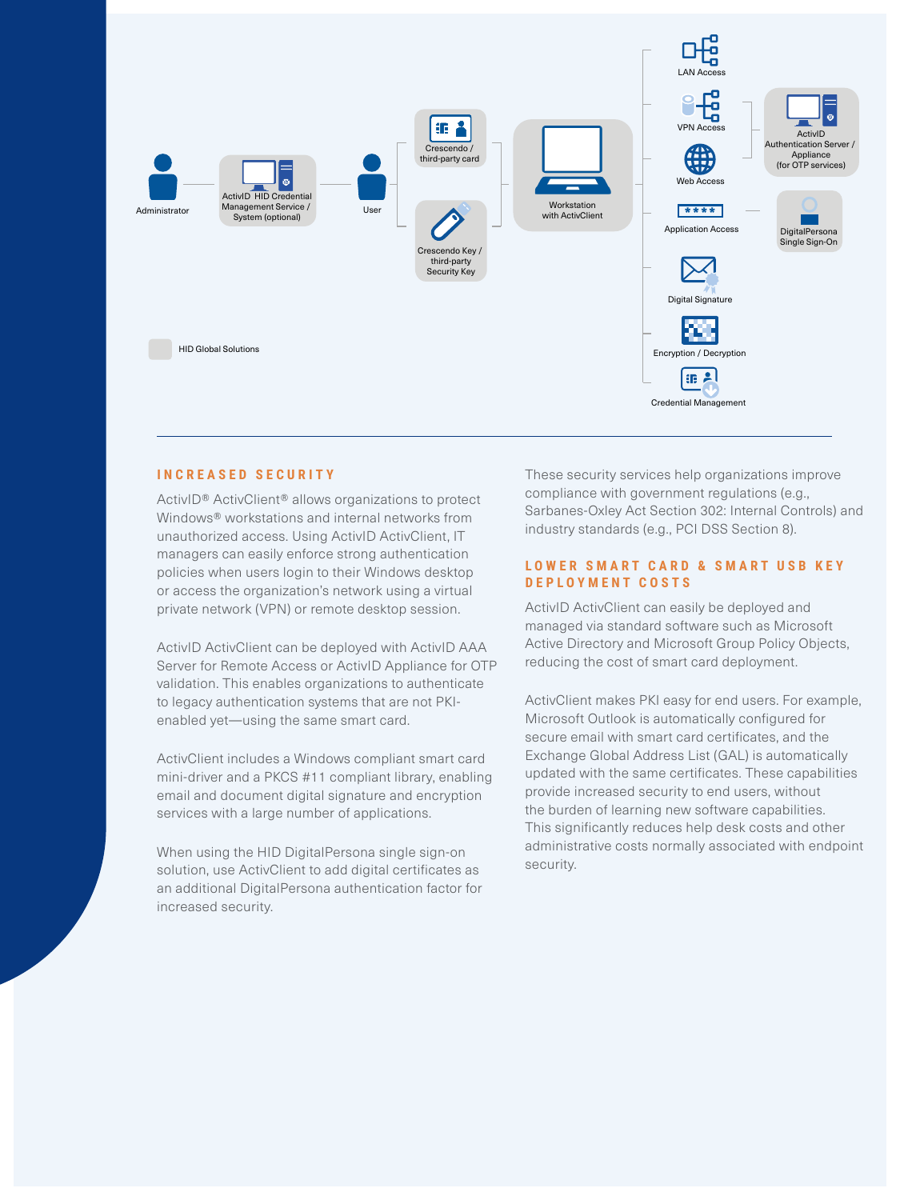## INCREASED SECURITY

ActivID® ActivClient® allows organizations to protect Windows® workstations and internal networks from unauthorized access. Using ActivID ActivClient, IT managers can easily enforce strong authentication policies when users login to their Windows desktop or access the organization's network using a virtual private network (VPN) or remote desktop session.

ActivID ActivClient can be deployed with ActivID AAA Server for Remote Access or ActivID Appliance for OTP validation. This enables organizations to authenticate to legacy authentication systems that are not PKI-enabled yet—using the same smart card.

ActivClient includes a Windows compliant smart card mini-driver and a PKCS #11 compliant library, enabling email and document digital signature and encryption services with a large number of applications.

When using the HID DigitalPersona single sign-on solution, use ActivClient to add digital certificates as an additional DigitalPersona authentication factor for increased security.

These security services help organizations improve compliance with government regulations (e.g., Sarbanes-Oxley Act Section 302: Internal Controls) and industry standards (e.g., PCI DSS Section 8).

## LOWER SMART CARD & SMART USB KEY DEPLOYMENT COSTS

ActivID ActivClient can easily be deployed and managed via standard software such as Microsoft Active Directory and Microsoft Group Policy Objects, reducing the cost of smart card deployment.

ActivClient makes PKI easy for end users. For example, Microsoft Outlook is automatically configured for secure email with smart card certificates, and the Exchange Global Address List (GAL) is automatically updated with the same certificates. These capabilities provide increased security to end users, without the burden of learning new software capabilities. This significantly reduces help desk costs and other administrative costs normally associated with endpoint security.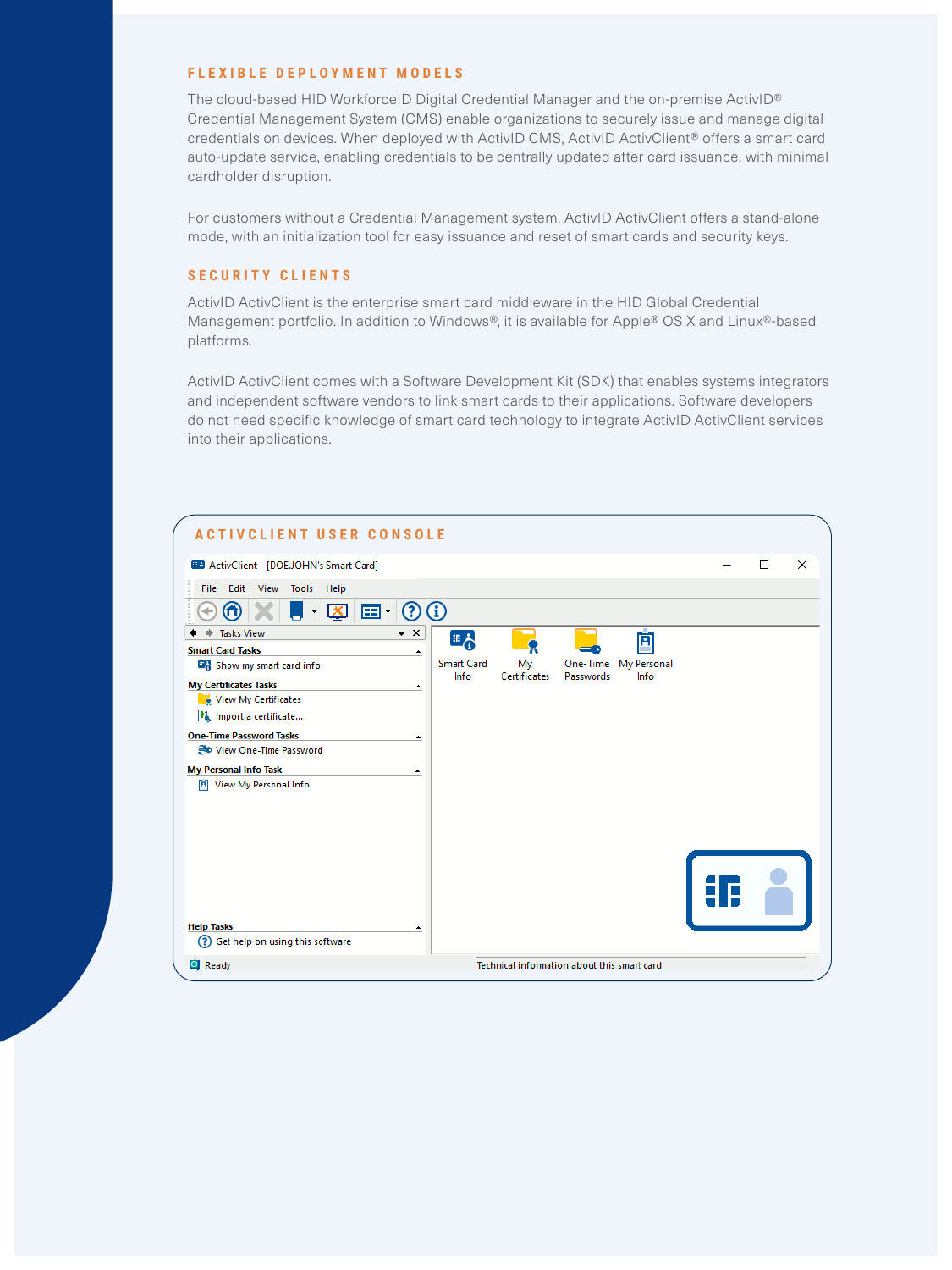## FLEXIBLE DEPLOYMENT MODELS

The cloud-based HID WorkforceID Digital Credential Manager and the on-premise ActivID® Credential Management System (CMS) enable organizations to securely issue and manage digital credentials on devices. When deployed with ActivID CMS, ActivID ActivClient® offers a smart card auto-update service, enabling credentials to be centrally updated after card issuance, with minimal cardholder disruption.

For customers without a Credential Management system, ActivID ActivClient offers a stand-alone mode, with an initialization tool for easy issuance and reset of smart cards and security keys.

## SECURITY CLIENTS

ActivID ActivClient is the enterprise smart card middleware in the HID Global Credential Management portfolio. In addition to Windows®, it is available for Apple® OS X and Linux®-based platforms.

ActivID ActivClient comes with a Software Development Kit (SDK) that enables systems integrators and independent software vendors to link smart cards to their applications. Software developers do not need specific knowledge of smart card technology to integrate ActivID ActivClient services into their applications.

## ACTIVCLIENT USER CONSOLE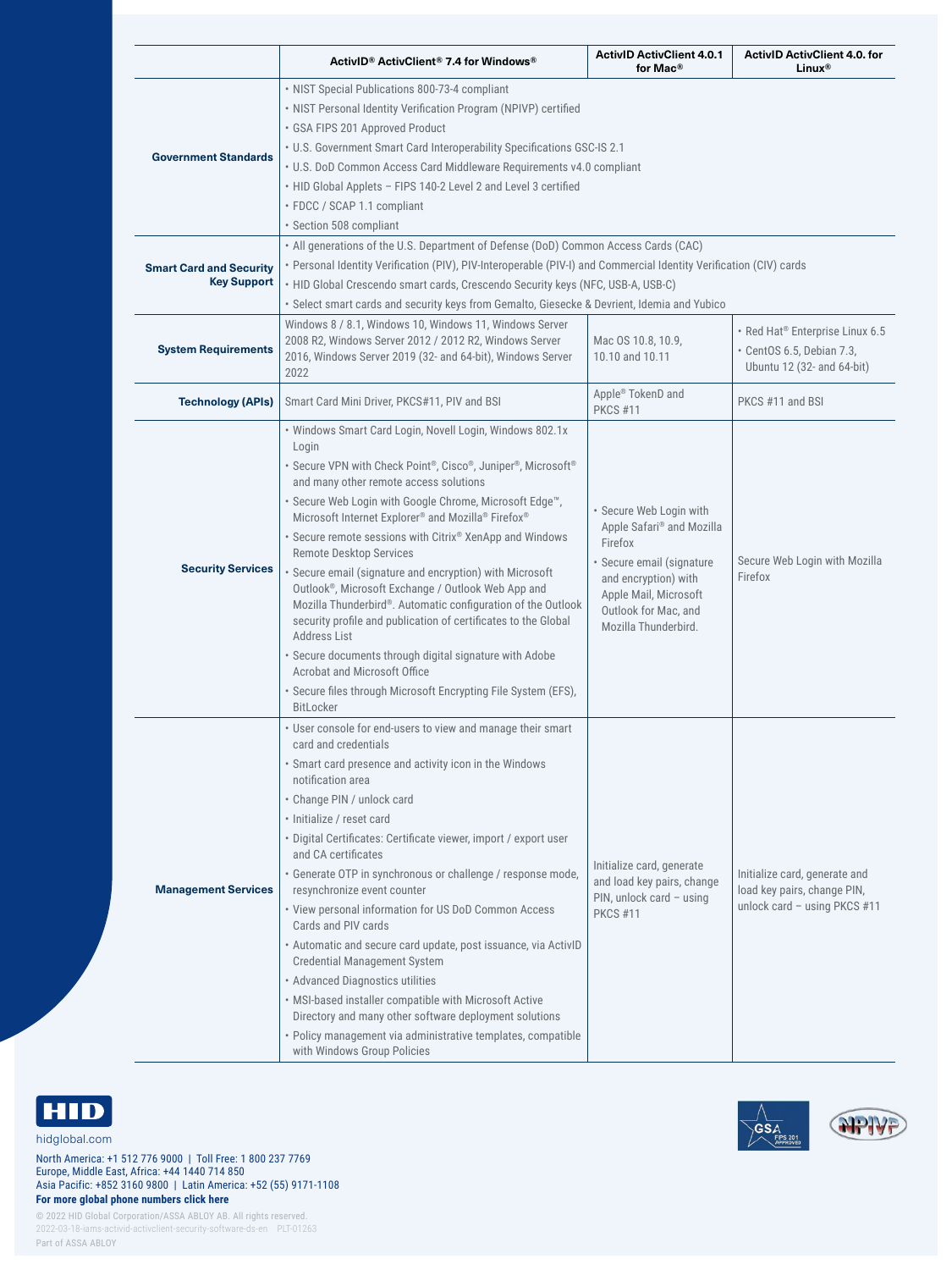| | ActivID® ActivClient® 7.4 for Windows® | ActivID ActivClient 4.0.1 for Mac® | ActivID ActivClient 4.0. for Linux® |
|---|---|---|---|
| **Government Standards** | • NIST Special Publications 800-73-4 compliant<br>• NIST Personal Identity Verification Program (NPIVP) certified<br>• GSA FIPS 201 Approved Product<br>• U.S. Government Smart Card Interoperability Specifications GSC-IS 2.1<br>• U.S. DoD Common Access Card Middleware Requirements v4.0 compliant<br>• HID Global Applets – FIPS 140-2 Level 2 and Level 3 certified<br>• FDCC / SCAP 1.1 compliant<br>• Section 508 compliant | | |
| **Smart Card and Security Key Support** | • All generations of the U.S. Department of Defense (DoD) Common Access Cards (CAC)<br>• Personal Identity Verification (PIV), PIV-Interoperable (PIV-I) and Commercial Identity Verification (CIV) cards<br>• HID Global Crescendo smart cards, Crescendo Security keys (NFC, USB-A, USB-C)<br>• Select smart cards and security keys from Gemalto, Giesecke & Devrient, Idemia and Yubico | | |
| **System Requirements** | Windows 8 / 8.1, Windows 10, Windows 11, Windows Server 2008 R2, Windows Server 2012 / 2012 R2, Windows Server 2016, Windows Server 2019 (32- and 64-bit), Windows Server 2022 | Mac OS 10.8, 10.9, 10.10 and 10.11 | • Red Hat® Enterprise Linux 6.5<br>• CentOS 6.5, Debian 7.3, Ubuntu 12 (32- and 64-bit) |
| **Technology (APIs)** | Smart Card Mini Driver, PKCS#11, PIV and BSI | Apple® TokenD and PKCS #11 | PKCS #11 and BSI |
| **Security Services** | • Windows Smart Card Login, Novell Login, Windows 802.1x Login<br>• Secure VPN with Check Point®, Cisco®, Juniper®, Microsoft® and many other remote access solutions<br>• Secure Web Login with Google Chrome, Microsoft Edge™, Microsoft Internet Explorer® and Mozilla® Firefox®<br>• Secure remote sessions with Citrix® XenApp and Windows Remote Desktop Services<br>• Secure email (signature and encryption) with Microsoft Outlook®, Microsoft Exchange / Outlook Web App and Mozilla Thunderbird®. Automatic configuration of the Outlook security profile and publication of certificates to the Global Address List<br>• Secure documents through digital signature with Adobe Acrobat and Microsoft Office<br>• Secure files through Microsoft Encrypting File System (EFS), BitLocker | • Secure Web Login with Apple Safari® and Mozilla Firefox<br>• Secure email (signature and encryption) with Apple Mail, Microsoft Outlook for Mac, and Mozilla Thunderbird. | Secure Web Login with Mozilla Firefox |
| **Management Services** | • User console for end-users to view and manage their smart card and credentials<br>• Smart card presence and activity icon in the Windows notification area<br>• Change PIN / unlock card<br>• Initialize / reset card<br>• Digital Certificates: Certificate viewer, import / export user and CA certificates<br>• Generate OTP in synchronous or challenge / response mode, resynchronize event counter<br>• View personal information for US DoD Common Access Cards and PIV cards<br>• Automatic and secure card update, post issuance, via ActivID Credential Management System<br>• Advanced Diagnostics utilities<br>• MSI-based installer compatible with Microsoft Active Directory and many other software deployment solutions<br>• Policy management via administrative templates, compatible with Windows Group Policies | Initialize card, generate and load key pairs, change PIN, unlock card – using PKCS #11 | Initialize card, generate and load key pairs, change PIN, unlock card – using PKCS #11 |

hidglobal.com

North America: +1 512 776 9000 | Toll Free: 1 800 237 7769
Europe, Middle East, Africa: +44 1440 714 850
Asia Pacific: +852 3160 9800 | Latin America: +52 (55) 9171-1108
**For more global phone numbers click here**

© 2022 HID Global Corporation/ASSA ABLOY AB. All rights reserved.
2022-03-18-iams-activid-activclient-security-software-ds-en PLT-01263
Part of ASSA ABLOY